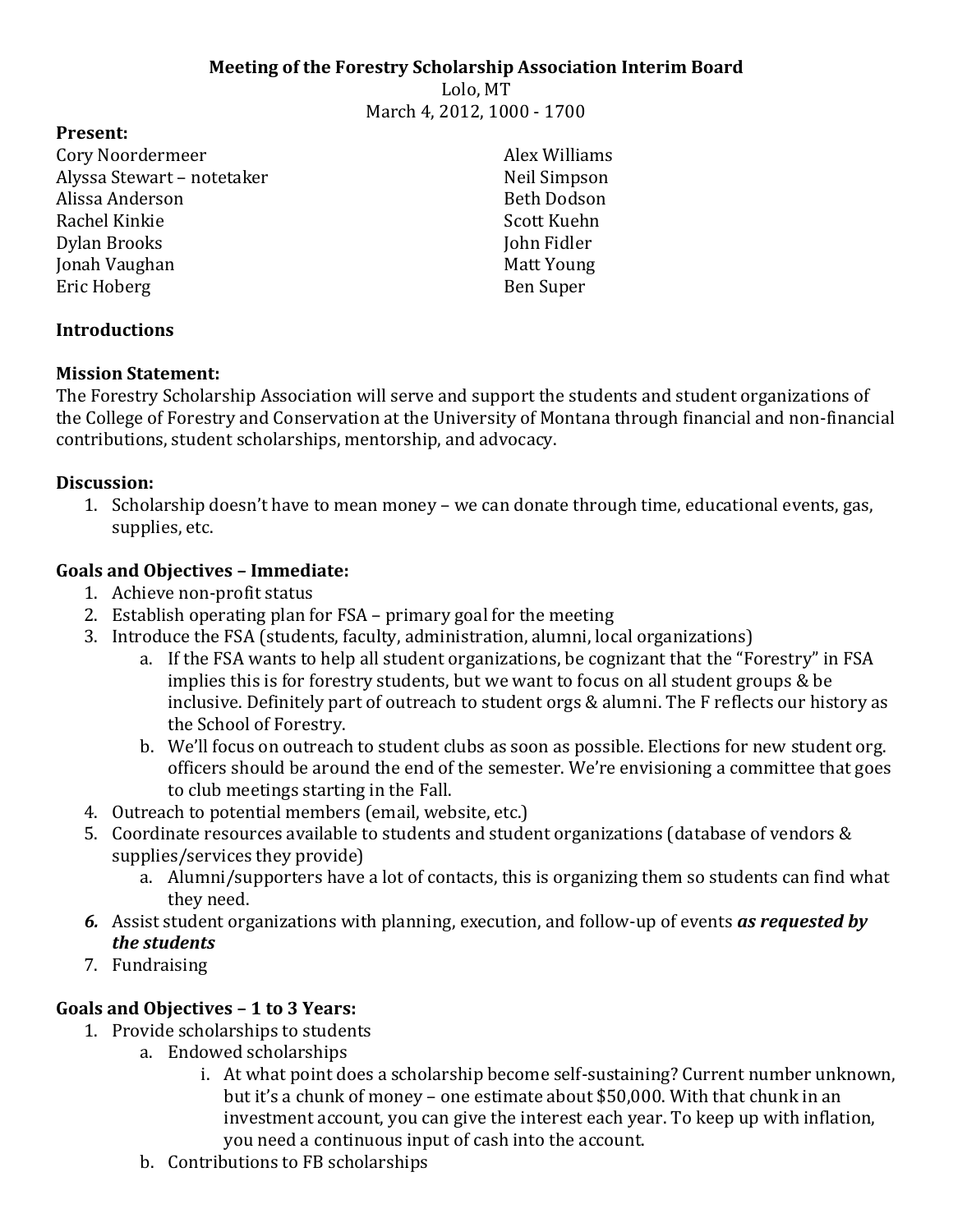# Meeting of the Forestry Scholarship Association Interim Board

Lolo, MT
March 4, 2012, 1000 - 1700

**Present:**

Cory Noordermeer
Alyssa Stewart – notetaker
Alissa Anderson
Rachel Kinkie
Dylan Brooks
Jonah Vaughan
Eric Hoberg
Alex Williams
Neil Simpson
Beth Dodson
Scott Kuehn
John Fidler
Matt Young
Ben Super

**Introductions**

**Mission Statement:**

The Forestry Scholarship Association will serve and support the students and student organizations of the College of Forestry and Conservation at the University of Montana through financial and non-financial contributions, student scholarships, mentorship, and advocacy.

**Discussion:**

1. Scholarship doesn't have to mean money – we can donate through time, educational events, gas, supplies, etc.

**Goals and Objectives – Immediate:**

1. Achieve non-profit status
2. Establish operating plan for FSA – primary goal for the meeting
3. Introduce the FSA (students, faculty, administration, alumni, local organizations)
   a. If the FSA wants to help all student organizations, be cognizant that the "Forestry" in FSA implies this is for forestry students, but we want to focus on all student groups & be inclusive. Definitely part of outreach to student orgs & alumni. The F reflects our history as the School of Forestry.
   b. We'll focus on outreach to student clubs as soon as possible. Elections for new student org. officers should be around the end of the semester. We're envisioning a committee that goes to club meetings starting in the Fall.
4. Outreach to potential members (email, website, etc.)
5. Coordinate resources available to students and student organizations (database of vendors & supplies/services they provide)
   a. Alumni/supporters have a lot of contacts, this is organizing them so students can find what they need.
6. Assist student organizations with planning, execution, and follow-up of events ***as requested by the students***
7. Fundraising

**Goals and Objectives – 1 to 3 Years:**

1. Provide scholarships to students
   a. Endowed scholarships
      i. At what point does a scholarship become self-sustaining? Current number unknown, but it's a chunk of money – one estimate about $50,000. With that chunk in an investment account, you can give the interest each year. To keep up with inflation, you need a continuous input of cash into the account.
   b. Contributions to FB scholarships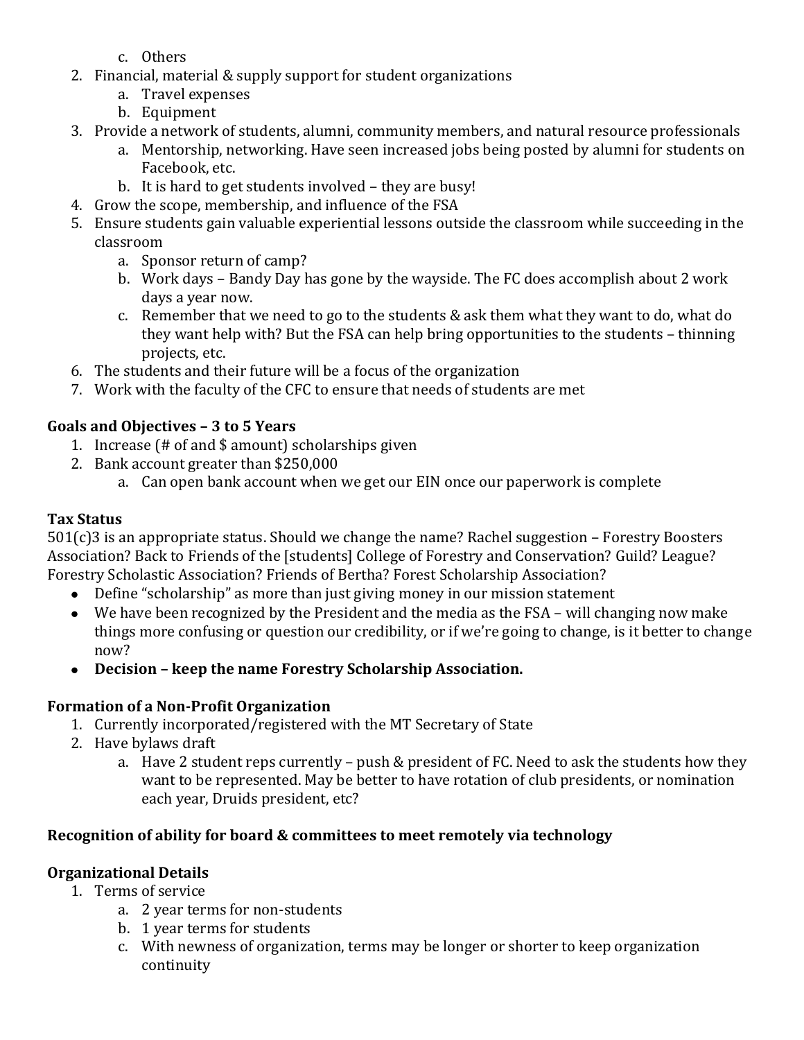c. Others
2. Financial, material & supply support for student organizations
   a. Travel expenses
   b. Equipment
3. Provide a network of students, alumni, community members, and natural resource professionals
   a. Mentorship, networking. Have seen increased jobs being posted by alumni for students on Facebook, etc.
   b. It is hard to get students involved – they are busy!
4. Grow the scope, membership, and influence of the FSA
5. Ensure students gain valuable experiential lessons outside the classroom while succeeding in the classroom
   a. Sponsor return of camp?
   b. Work days – Bandy Day has gone by the wayside. The FC does accomplish about 2 work days a year now.
   c. Remember that we need to go to the students & ask them what they want to do, what do they want help with? But the FSA can help bring opportunities to the students – thinning projects, etc.
6. The students and their future will be a focus of the organization
7. Work with the faculty of the CFC to ensure that needs of students are met

**Goals and Objectives – 3 to 5 Years**

1. Increase (# of and $ amount) scholarships given
2. Bank account greater than $250,000
   a. Can open bank account when we get our EIN once our paperwork is complete

**Tax Status**

501(c)3 is an appropriate status. Should we change the name? Rachel suggestion – Forestry Boosters Association? Back to Friends of the [students] College of Forestry and Conservation? Guild? League? Forestry Scholastic Association? Friends of Bertha? Forest Scholarship Association?

- Define "scholarship" as more than just giving money in our mission statement
- We have been recognized by the President and the media as the FSA – will changing now make things more confusing or question our credibility, or if we're going to change, is it better to change now?
- **Decision – keep the name Forestry Scholarship Association.**

**Formation of a Non-Profit Organization**

1. Currently incorporated/registered with the MT Secretary of State
2. Have bylaws draft
   a. Have 2 student reps currently – push & president of FC. Need to ask the students how they want to be represented. May be better to have rotation of club presidents, or nomination each year, Druids president, etc?

**Recognition of ability for board & committees to meet remotely via technology**

**Organizational Details**

1. Terms of service
   a. 2 year terms for non-students
   b. 1 year terms for students
   c. With newness of organization, terms may be longer or shorter to keep organization continuity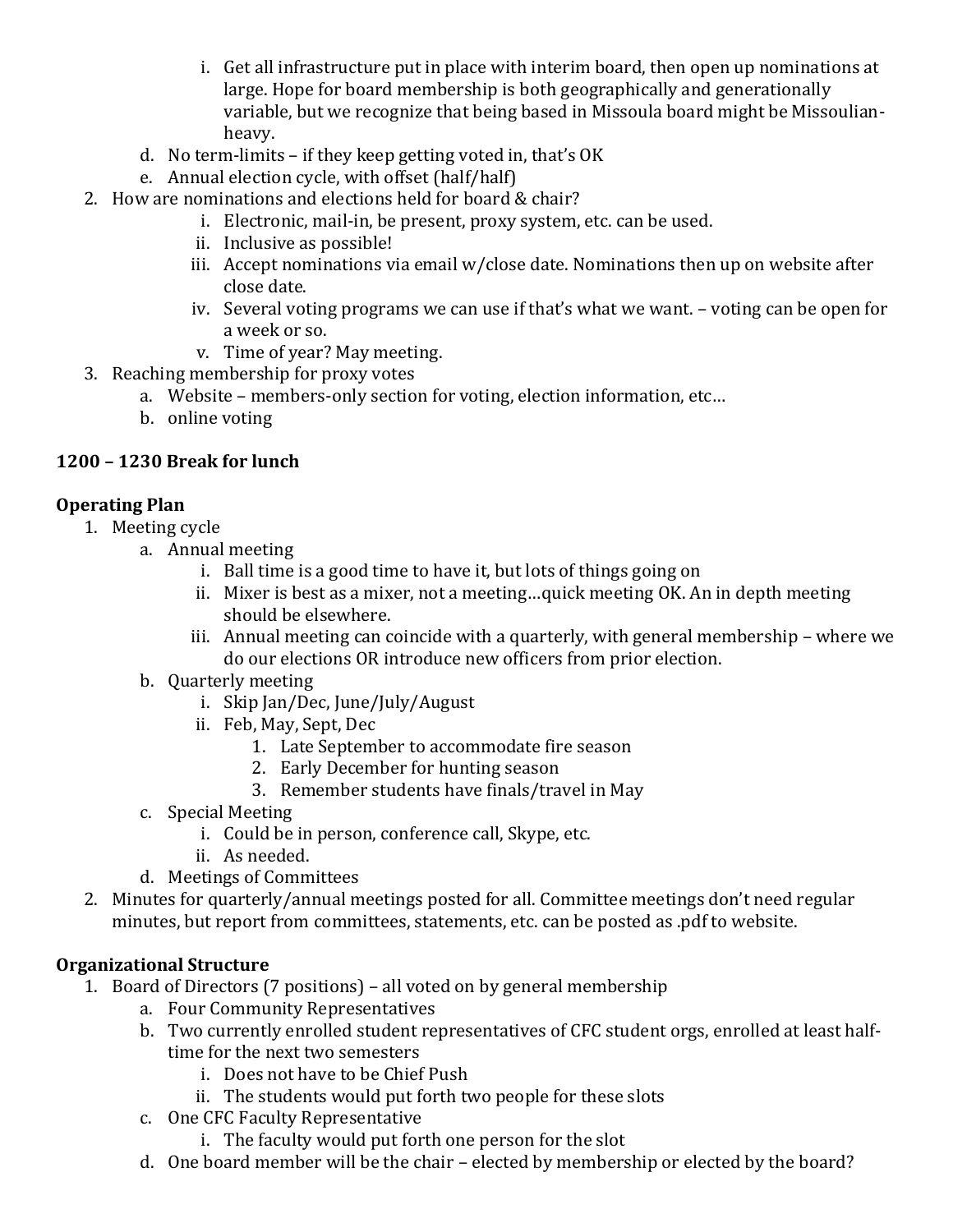i. Get all infrastructure put in place with interim board, then open up nominations at large. Hope for board membership is both geographically and generationally variable, but we recognize that being based in Missoula board might be Missoulian-heavy.

   d. No term-limits – if they keep getting voted in, that's OK
   e. Annual election cycle, with offset (half/half)

2. How are nominations and elections held for board & chair?
   i. Electronic, mail-in, be present, proxy system, etc. can be used.
   ii. Inclusive as possible!
   iii. Accept nominations via email w/close date. Nominations then up on website after close date.
   iv. Several voting programs we can use if that's what we want. – voting can be open for a week or so.
   v. Time of year? May meeting.

3. Reaching membership for proxy votes
   a. Website – members-only section for voting, election information, etc…
   b. online voting

**1200 – 1230 Break for lunch**

**Operating Plan**

1. Meeting cycle
   a. Annual meeting
      i. Ball time is a good time to have it, but lots of things going on
      ii. Mixer is best as a mixer, not a meeting…quick meeting OK. An in depth meeting should be elsewhere.
      iii. Annual meeting can coincide with a quarterly, with general membership – where we do our elections OR introduce new officers from prior election.
   b. Quarterly meeting
      i. Skip Jan/Dec, June/July/August
      ii. Feb, May, Sept, Dec
         1. Late September to accommodate fire season
         2. Early December for hunting season
         3. Remember students have finals/travel in May
   c. Special Meeting
      i. Could be in person, conference call, Skype, etc.
      ii. As needed.
   d. Meetings of Committees
2. Minutes for quarterly/annual meetings posted for all. Committee meetings don't need regular minutes, but report from committees, statements, etc. can be posted as .pdf to website.

**Organizational Structure**

1. Board of Directors (7 positions) – all voted on by general membership
   a. Four Community Representatives
   b. Two currently enrolled student representatives of CFC student orgs, enrolled at least half-time for the next two semesters
      i. Does not have to be Chief Push
      ii. The students would put forth two people for these slots
   c. One CFC Faculty Representative
      i. The faculty would put forth one person for the slot
   d. One board member will be the chair – elected by membership or elected by the board?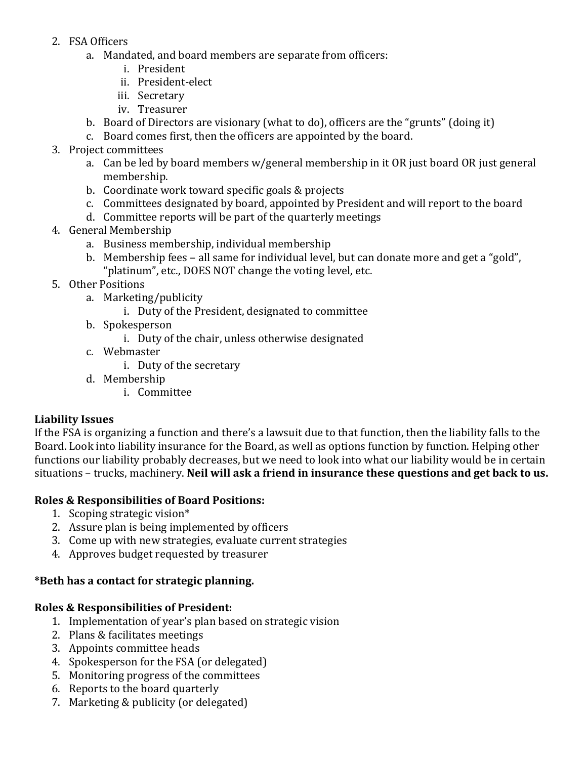2. FSA Officers
    a. Mandated, and board members are separate from officers:
        i. President
        ii. President-elect
        iii. Secretary
        iv. Treasurer
    b. Board of Directors are visionary (what to do), officers are the "grunts" (doing it)
    c. Board comes first, then the officers are appointed by the board.
3. Project committees
    a. Can be led by board members w/general membership in it OR just board OR just general membership.
    b. Coordinate work toward specific goals & projects
    c. Committees designated by board, appointed by President and will report to the board
    d. Committee reports will be part of the quarterly meetings
4. General Membership
    a. Business membership, individual membership
    b. Membership fees – all same for individual level, but can donate more and get a "gold", "platinum", etc., DOES NOT change the voting level, etc.
5. Other Positions
    a. Marketing/publicity
        i. Duty of the President, designated to committee
    b. Spokesperson
        i. Duty of the chair, unless otherwise designated
    c. Webmaster
        i. Duty of the secretary
    d. Membership
        i. Committee

**Liability Issues**

If the FSA is organizing a function and there's a lawsuit due to that function, then the liability falls to the Board. Look into liability insurance for the Board, as well as options function by function. Helping other functions our liability probably decreases, but we need to look into what our liability would be in certain situations – trucks, machinery. **Neil will ask a friend in insurance these questions and get back to us.**

**Roles & Responsibilities of Board Positions:**

1. Scoping strategic vision*
2. Assure plan is being implemented by officers
3. Come up with new strategies, evaluate current strategies
4. Approves budget requested by treasurer

**\*Beth has a contact for strategic planning.**

**Roles & Responsibilities of President:**

1. Implementation of year's plan based on strategic vision
2. Plans & facilitates meetings
3. Appoints committee heads
4. Spokesperson for the FSA (or delegated)
5. Monitoring progress of the committees
6. Reports to the board quarterly
7. Marketing & publicity (or delegated)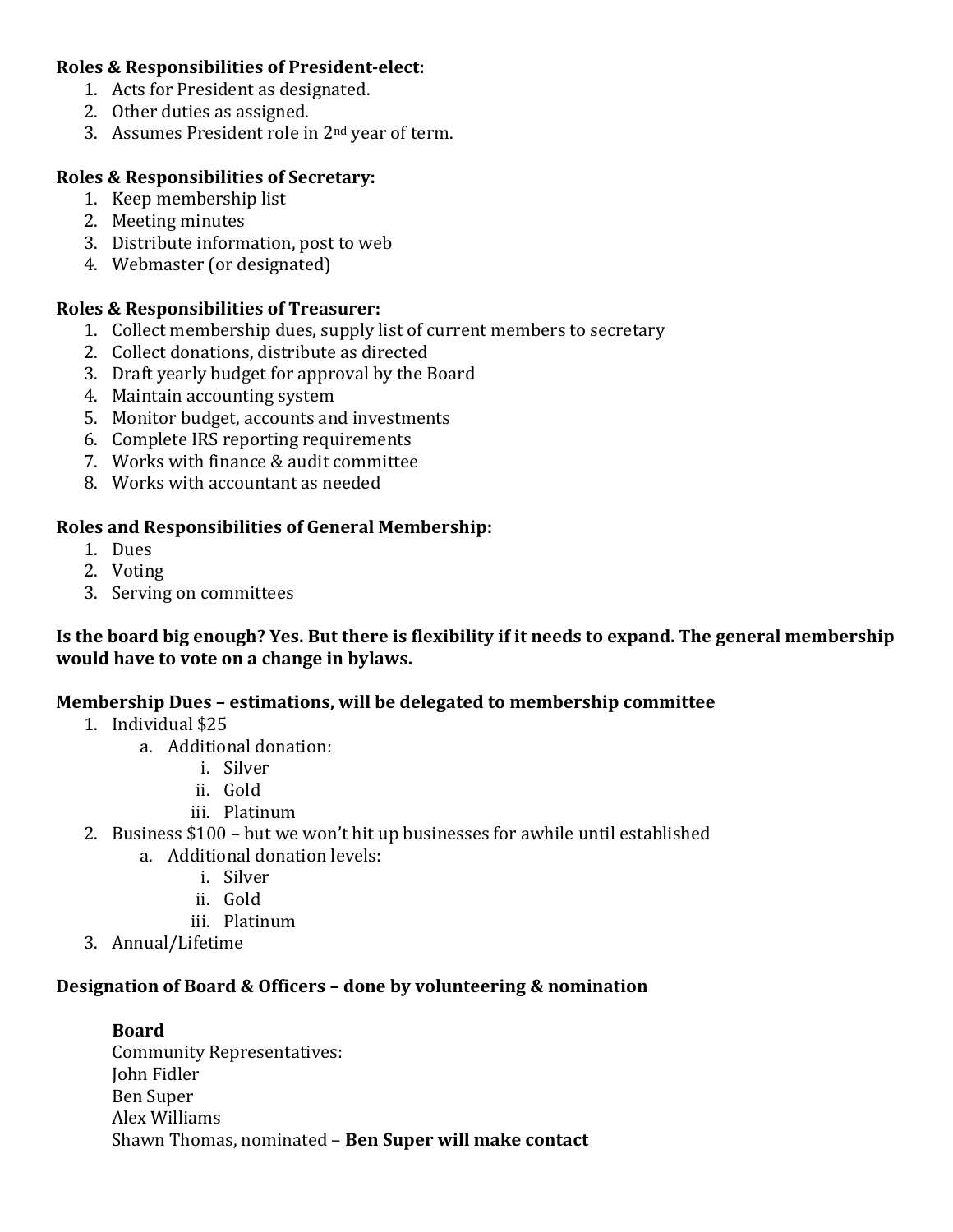**Roles & Responsibilities of President-elect:**

1. Acts for President as designated.
2. Other duties as assigned.
3. Assumes President role in 2nd year of term.

**Roles & Responsibilities of Secretary:**

1. Keep membership list
2. Meeting minutes
3. Distribute information, post to web
4. Webmaster (or designated)

**Roles & Responsibilities of Treasurer:**

1. Collect membership dues, supply list of current members to secretary
2. Collect donations, distribute as directed
3. Draft yearly budget for approval by the Board
4. Maintain accounting system
5. Monitor budget, accounts and investments
6. Complete IRS reporting requirements
7. Works with finance & audit committee
8. Works with accountant as needed

**Roles and Responsibilities of General Membership:**

1. Dues
2. Voting
3. Serving on committees

**Is the board big enough? Yes. But there is flexibility if it needs to expand. The general membership would have to vote on a change in bylaws.**

**Membership Dues – estimations, will be delegated to membership committee**

1. Individual $25
   a. Additional donation:
      i. Silver
      ii. Gold
      iii. Platinum
2. Business $100 – but we won't hit up businesses for awhile until established
   a. Additional donation levels:
      i. Silver
      ii. Gold
      iii. Platinum
3. Annual/Lifetime

**Designation of Board & Officers – done by volunteering & nomination**

**Board**
Community Representatives:
John Fidler
Ben Super
Alex Williams
Shawn Thomas, nominated – **Ben Super will make contact**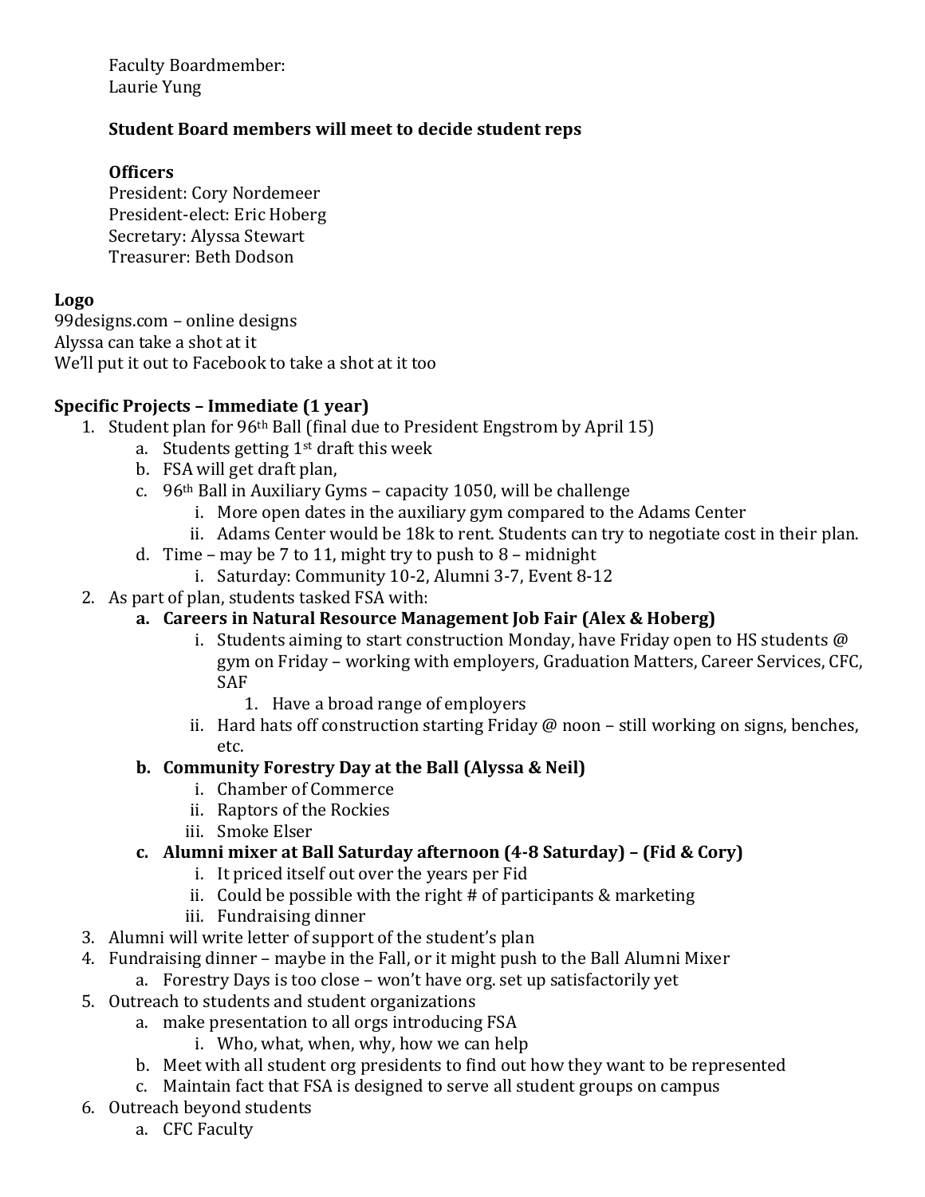Faculty Boardmember:
Laurie Yung

**Student Board members will meet to decide student reps**

**Officers**
President: Cory Nordemeer
President-elect: Eric Hoberg
Secretary: Alyssa Stewart
Treasurer: Beth Dodson

**Logo**
99designs.com – online designs
Alyssa can take a shot at it
We'll put it out to Facebook to take a shot at it too

**Specific Projects – Immediate (1 year)**

1. Student plan for 96th Ball (final due to President Engstrom by April 15)
    a. Students getting 1st draft this week
    b. FSA will get draft plan,
    c. 96th Ball in Auxiliary Gyms – capacity 1050, will be challenge
        i. More open dates in the auxiliary gym compared to the Adams Center
        ii. Adams Center would be 18k to rent. Students can try to negotiate cost in their plan.
    d. Time – may be 7 to 11, might try to push to 8 – midnight
        i. Saturday: Community 10-2, Alumni 3-7, Event 8-12
2. As part of plan, students tasked FSA with:
    a. **Careers in Natural Resource Management Job Fair (Alex & Hoberg)**
        i. Students aiming to start construction Monday, have Friday open to HS students @ gym on Friday – working with employers, Graduation Matters, Career Services, CFC, SAF
            1. Have a broad range of employers
        ii. Hard hats off construction starting Friday @ noon – still working on signs, benches, etc.
    b. **Community Forestry Day at the Ball (Alyssa & Neil)**
        i. Chamber of Commerce
        ii. Raptors of the Rockies
        iii. Smoke Elser
    c. **Alumni mixer at Ball Saturday afternoon (4-8 Saturday) – (Fid & Cory)**
        i. It priced itself out over the years per Fid
        ii. Could be possible with the right # of participants & marketing
        iii. Fundraising dinner
3. Alumni will write letter of support of the student's plan
4. Fundraising dinner – maybe in the Fall, or it might push to the Ball Alumni Mixer
    a. Forestry Days is too close – won't have org. set up satisfactorily yet
5. Outreach to students and student organizations
    a. make presentation to all orgs introducing FSA
        i. Who, what, when, why, how we can help
    b. Meet with all student org presidents to find out how they want to be represented
    c. Maintain fact that FSA is designed to serve all student groups on campus
6. Outreach beyond students
    a. CFC Faculty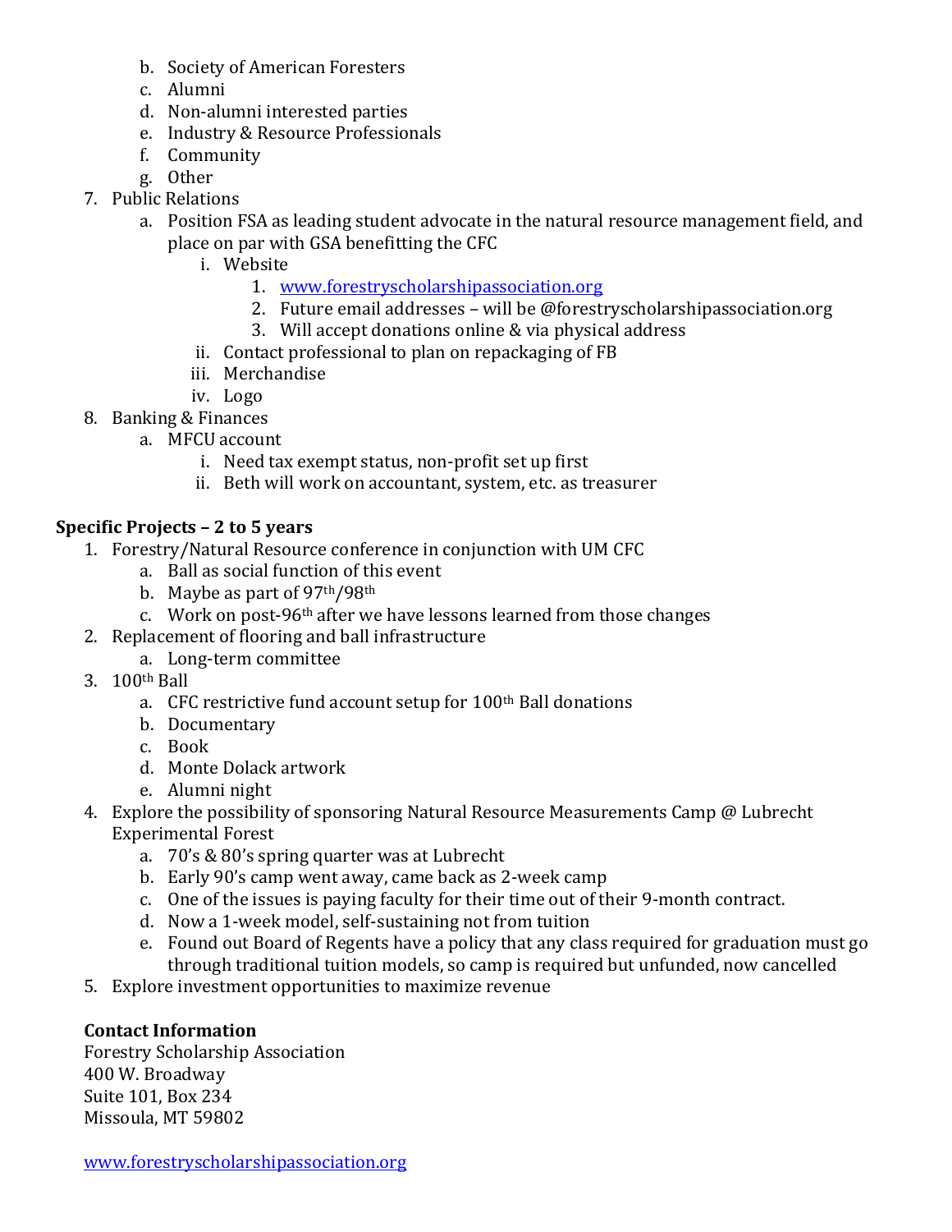b. Society of American Foresters
   c. Alumni
   d. Non-alumni interested parties
   e. Industry & Resource Professionals
   f. Community
   g. Other
7. Public Relations
   a. Position FSA as leading student advocate in the natural resource management field, and place on par with GSA benefitting the CFC
      i. Website
         1. www.forestryscholarshipassociation.org
         2. Future email addresses – will be @forestryscholarshipassociation.org
         3. Will accept donations online & via physical address
      ii. Contact professional to plan on repackaging of FB
      iii. Merchandise
      iv. Logo
8. Banking & Finances
   a. MFCU account
      i. Need tax exempt status, non-profit set up first
      ii. Beth will work on accountant, system, etc. as treasurer

**Specific Projects – 2 to 5 years**

1. Forestry/Natural Resource conference in conjunction with UM CFC
   a. Ball as social function of this event
   b. Maybe as part of 97th/98th
   c. Work on post-96th after we have lessons learned from those changes
2. Replacement of flooring and ball infrastructure
   a. Long-term committee
3. 100th Ball
   a. CFC restrictive fund account setup for 100th Ball donations
   b. Documentary
   c. Book
   d. Monte Dolack artwork
   e. Alumni night
4. Explore the possibility of sponsoring Natural Resource Measurements Camp @ Lubrecht Experimental Forest
   a. 70's & 80's spring quarter was at Lubrecht
   b. Early 90's camp went away, came back as 2-week camp
   c. One of the issues is paying faculty for their time out of their 9-month contract.
   d. Now a 1-week model, self-sustaining not from tuition
   e. Found out Board of Regents have a policy that any class required for graduation must go through traditional tuition models, so camp is required but unfunded, now cancelled
5. Explore investment opportunities to maximize revenue

**Contact Information**

Forestry Scholarship Association
400 W. Broadway
Suite 101, Box 234
Missoula, MT 59802

www.forestryscholarshipassociation.org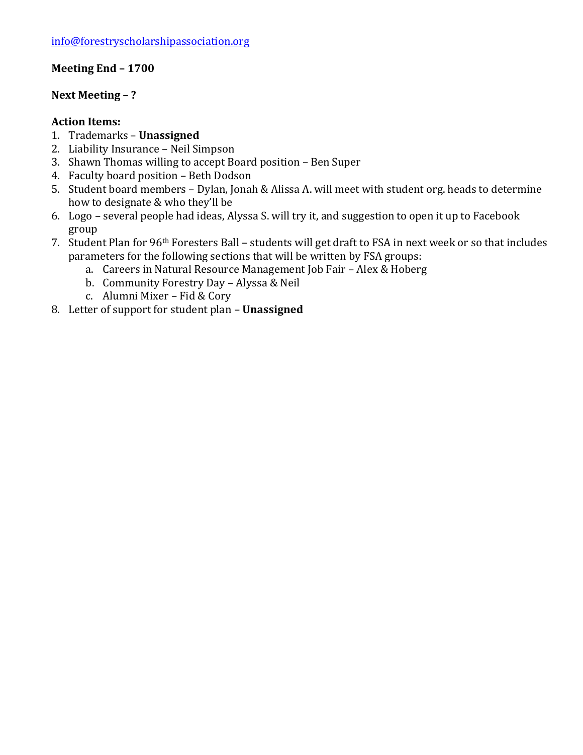info@forestryscholarshipassociation.org

**Meeting End – 1700**

**Next Meeting – ?**

**Action Items:**

1. Trademarks – **Unassigned**
2. Liability Insurance – Neil Simpson
3. Shawn Thomas willing to accept Board position – Ben Super
4. Faculty board position – Beth Dodson
5. Student board members – Dylan, Jonah & Alissa A. will meet with student org. heads to determine how to designate & who they'll be
6. Logo – several people had ideas, Alyssa S. will try it, and suggestion to open it up to Facebook group
7. Student Plan for 96th Foresters Ball – students will get draft to FSA in next week or so that includes parameters for the following sections that will be written by FSA groups:
   a. Careers in Natural Resource Management Job Fair – Alex & Hoberg
   b. Community Forestry Day – Alyssa & Neil
   c. Alumni Mixer – Fid & Cory
8. Letter of support for student plan – **Unassigned**